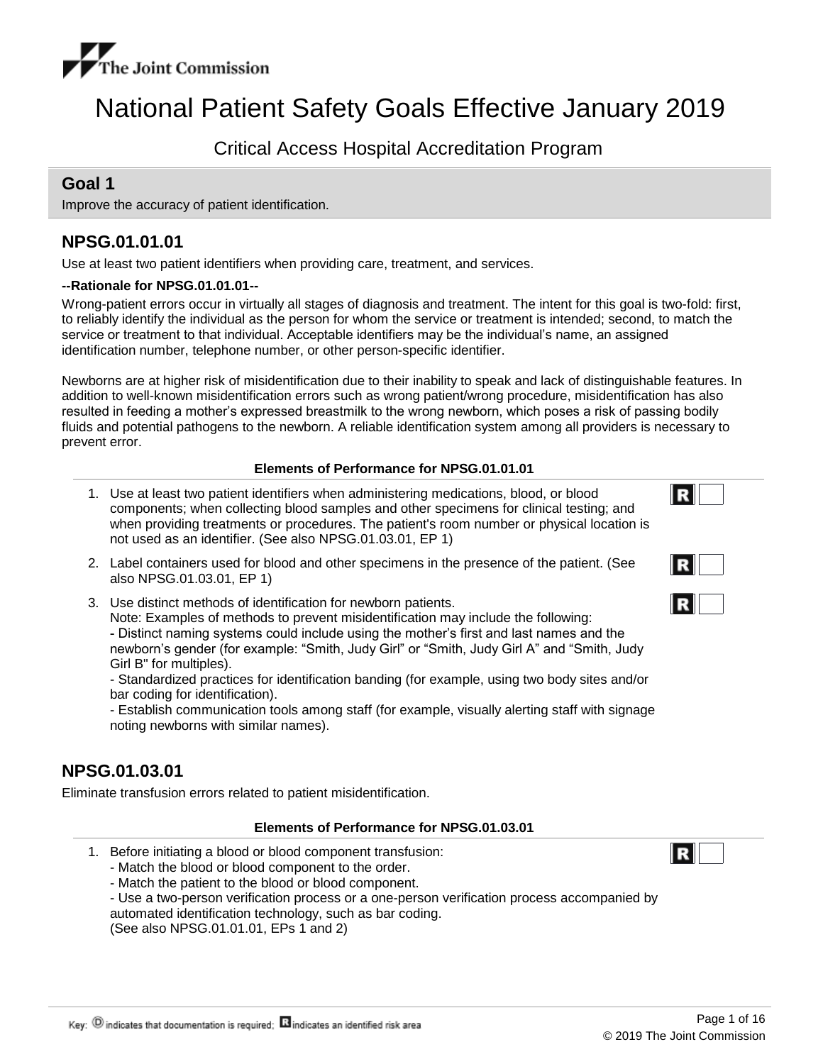The Joint Commission

# National Patient Safety Goals Effective January 2019

Critical Access Hospital Accreditation Program

## Goal 1

Improve the accuracy of patient identification.

## NPSG.01.01.01

Use at least two patient identifiers when providing care, treatment, and services.

**--Rationale for NPSG.01.01.01--**

Wrong-patient errors occur in virtually all stages of diagnosis and treatment. The intent for this goal is two-fold: first, to reliably identify the individual as the person for whom the service or treatment is intended; second, to match the service or treatment to that individual. Acceptable identifiers may be the individual's name, an assigned identification number, telephone number, or other person-specific identifier.

Newborns are at higher risk of misidentification due to their inability to speak and lack of distinguishable features. In addition to well-known misidentification errors such as wrong patient/wrong procedure, misidentification has also resulted in feeding a mother's expressed breastmilk to the wrong newborn, which poses a risk of passing bodily fluids and potential pathogens to the newborn. A reliable identification system among all providers is necessary to prevent error.

**Elements of Performance for NPSG.01.01.01**

1. Use at least two patient identifiers when administering medications, blood, or blood components; when collecting blood samples and other specimens for clinical testing; and when providing treatments or procedures. The patient's room number or physical location is not used as an identifier. (See also NPSG.01.03.01, EP 1) **R**

2. Label containers used for blood and other specimens in the presence of the patient. (See also NPSG.01.03.01, EP 1) **R**

3. Use distinct methods of identification for newborn patients. **R**
   Note: Examples of methods to prevent misidentification may include the following:
   - Distinct naming systems could include using the mother's first and last names and the newborn's gender (for example: "Smith, Judy Girl" or "Smith, Judy Girl A" and "Smith, Judy Girl B" for multiples).
   - Standardized practices for identification banding (for example, using two body sites and/or bar coding for identification).
   - Establish communication tools among staff (for example, visually alerting staff with signage noting newborns with similar names).

## NPSG.01.03.01

Eliminate transfusion errors related to patient misidentification.

**Elements of Performance for NPSG.01.03.01**

1. Before initiating a blood or blood component transfusion: **R**
   - Match the blood or blood component to the order.
   - Match the patient to the blood or blood component.
   - Use a two-person verification process or a one-person verification process accompanied by automated identification technology, such as bar coding.
   (See also NPSG.01.01.01, EPs 1 and 2)

Key: D indicates that documentation is required; R indicates an identified risk area

© 2019 The Joint Commission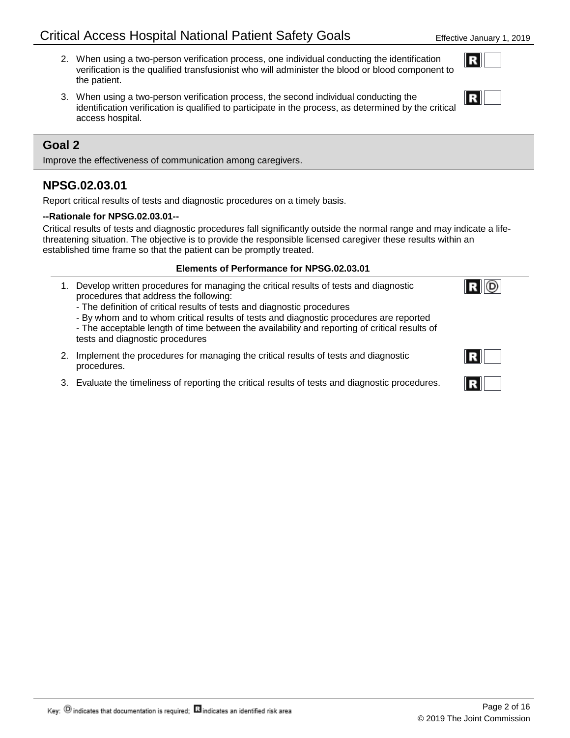2. When using a two-person verification process, one individual conducting the identification verification is the qualified transfusionist who will administer the blood or blood component to the patient. R

3. When using a two-person verification process, the second individual conducting the identification verification is qualified to participate in the process, as determined by the critical access hospital. R

## Goal 2

Improve the effectiveness of communication among caregivers.

### NPSG.02.03.01

Report critical results of tests and diagnostic procedures on a timely basis.

**--Rationale for NPSG.02.03.01--**

Critical results of tests and diagnostic procedures fall significantly outside the normal range and may indicate a life-threatening situation. The objective is to provide the responsible licensed caregiver these results within an established time frame so that the patient can be promptly treated.

**Elements of Performance for NPSG.02.03.01**

1. Develop written procedures for managing the critical results of tests and diagnostic procedures that address the following: R D
   - The definition of critical results of tests and diagnostic procedures
   - By whom and to whom critical results of tests and diagnostic procedures are reported
   - The acceptable length of time between the availability and reporting of critical results of tests and diagnostic procedures

2. Implement the procedures for managing the critical results of tests and diagnostic procedures. R

3. Evaluate the timeliness of reporting the critical results of tests and diagnostic procedures. R

Key: D indicates that documentation is required; R indicates an identified risk area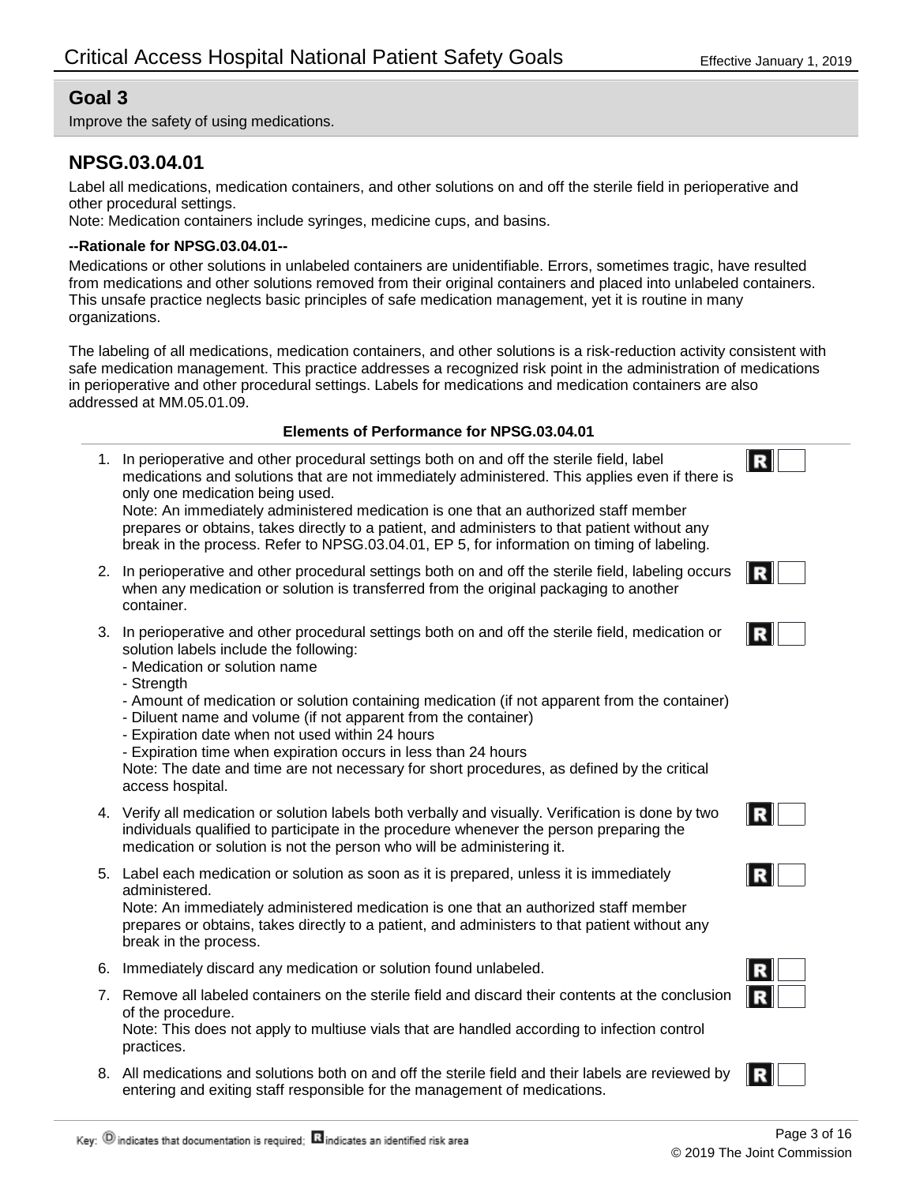## Goal 3

Improve the safety of using medications.

## NPSG.03.04.01

Label all medications, medication containers, and other solutions on and off the sterile field in perioperative and other procedural settings.
Note: Medication containers include syringes, medicine cups, and basins.

**--Rationale for NPSG.03.04.01--**

Medications or other solutions in unlabeled containers are unidentifiable. Errors, sometimes tragic, have resulted from medications and other solutions removed from their original containers and placed into unlabeled containers. This unsafe practice neglects basic principles of safe medication management, yet it is routine in many organizations.

The labeling of all medications, medication containers, and other solutions is a risk-reduction activity consistent with safe medication management. This practice addresses a recognized risk point in the administration of medications in perioperative and other procedural settings. Labels for medications and medication containers are also addressed at MM.05.01.09.

**Elements of Performance for NPSG.03.04.01**

1. In perioperative and other procedural settings both on and off the sterile field, label medications and solutions that are not immediately administered. This applies even if there is only one medication being used. **R**
   Note: An immediately administered medication is one that an authorized staff member prepares or obtains, takes directly to a patient, and administers to that patient without any break in the process. Refer to NPSG.03.04.01, EP 5, for information on timing of labeling.
2. In perioperative and other procedural settings both on and off the sterile field, labeling occurs when any medication or solution is transferred from the original packaging to another container. **R**
3. In perioperative and other procedural settings both on and off the sterile field, medication or solution labels include the following: **R**
   - Medication or solution name
   - Strength
   - Amount of medication or solution containing medication (if not apparent from the container)
   - Diluent name and volume (if not apparent from the container)
   - Expiration date when not used within 24 hours
   - Expiration time when expiration occurs in less than 24 hours

   Note: The date and time are not necessary for short procedures, as defined by the critical access hospital.
4. Verify all medication or solution labels both verbally and visually. Verification is done by two individuals qualified to participate in the procedure whenever the person preparing the medication or solution is not the person who will be administering it. **R**
5. Label each medication or solution as soon as it is prepared, unless it is immediately administered. **R**
   Note: An immediately administered medication is one that an authorized staff member prepares or obtains, takes directly to a patient, and administers to that patient without any break in the process.
6. Immediately discard any medication or solution found unlabeled. **R**
7. Remove all labeled containers on the sterile field and discard their contents at the conclusion of the procedure. **R**
   Note: This does not apply to multiuse vials that are handled according to infection control practices.
8. All medications and solutions both on and off the sterile field and their labels are reviewed by entering and exiting staff responsible for the management of medications. **R**

Key: D indicates that documentation is required; R indicates an identified risk area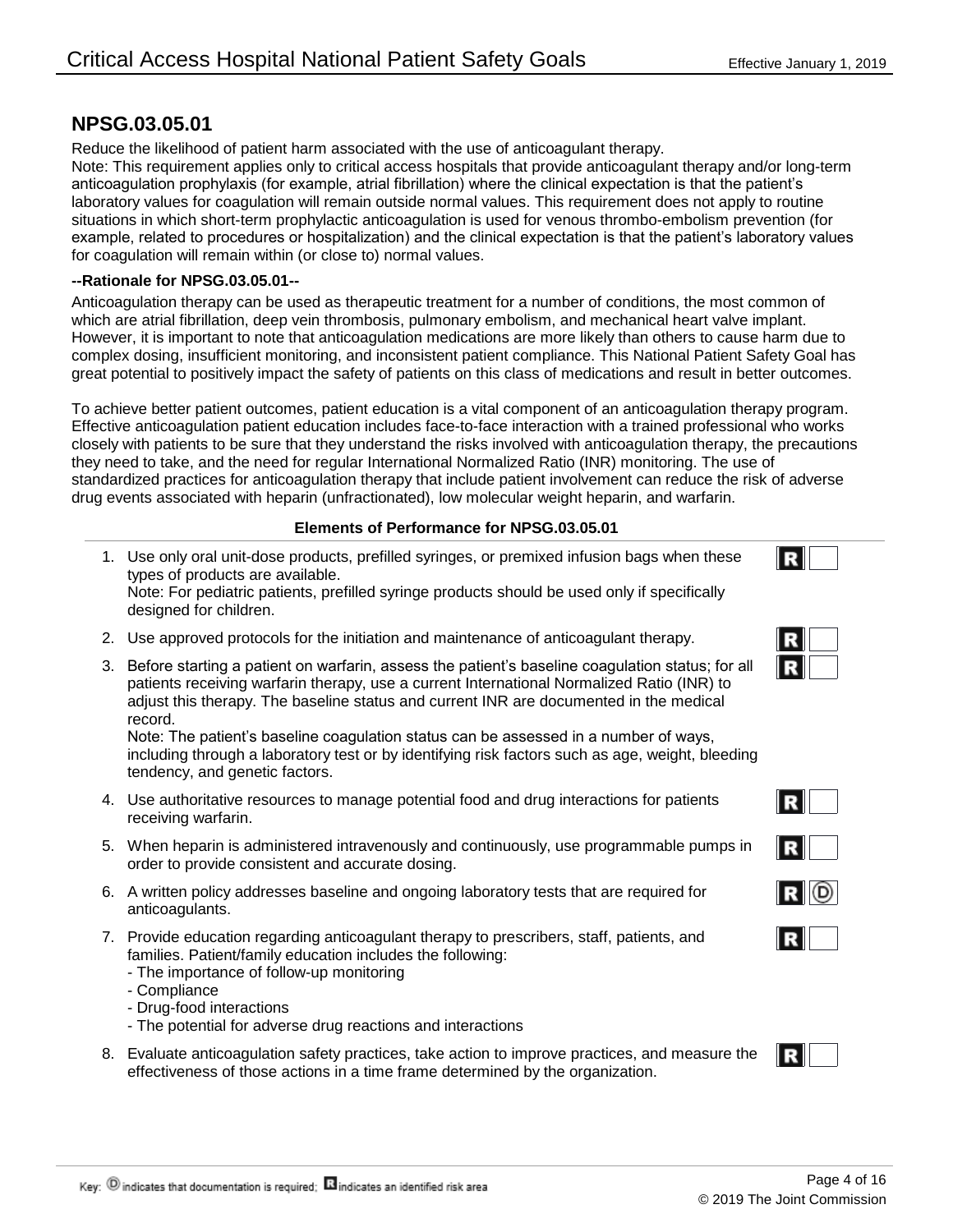## NPSG.03.05.01

Reduce the likelihood of patient harm associated with the use of anticoagulant therapy.
Note: This requirement applies only to critical access hospitals that provide anticoagulant therapy and/or long-term anticoagulation prophylaxis (for example, atrial fibrillation) where the clinical expectation is that the patient's laboratory values for coagulation will remain outside normal values. This requirement does not apply to routine situations in which short-term prophylactic anticoagulation is used for venous thrombo-embolism prevention (for example, related to procedures or hospitalization) and the clinical expectation is that the patient's laboratory values for coagulation will remain within (or close to) normal values.

**--Rationale for NPSG.03.05.01--**

Anticoagulation therapy can be used as therapeutic treatment for a number of conditions, the most common of which are atrial fibrillation, deep vein thrombosis, pulmonary embolism, and mechanical heart valve implant. However, it is important to note that anticoagulation medications are more likely than others to cause harm due to complex dosing, insufficient monitoring, and inconsistent patient compliance. This National Patient Safety Goal has great potential to positively impact the safety of patients on this class of medications and result in better outcomes.

To achieve better patient outcomes, patient education is a vital component of an anticoagulation therapy program. Effective anticoagulation patient education includes face-to-face interaction with a trained professional who works closely with patients to be sure that they understand the risks involved with anticoagulation therapy, the precautions they need to take, and the need for regular International Normalized Ratio (INR) monitoring. The use of standardized practices for anticoagulation therapy that include patient involvement can reduce the risk of adverse drug events associated with heparin (unfractionated), low molecular weight heparin, and warfarin.

**Elements of Performance for NPSG.03.05.01**

1. Use only oral unit-dose products, prefilled syringes, or premixed infusion bags when these types of products are available. (R)
   Note: For pediatric patients, prefilled syringe products should be used only if specifically designed for children.
2. Use approved protocols for the initiation and maintenance of anticoagulant therapy. (R)
3. Before starting a patient on warfarin, assess the patient's baseline coagulation status; for all patients receiving warfarin therapy, use a current International Normalized Ratio (INR) to adjust this therapy. The baseline status and current INR are documented in the medical record. (R)
   Note: The patient's baseline coagulation status can be assessed in a number of ways, including through a laboratory test or by identifying risk factors such as age, weight, bleeding tendency, and genetic factors.
4. Use authoritative resources to manage potential food and drug interactions for patients receiving warfarin. (R)
5. When heparin is administered intravenously and continuously, use programmable pumps in order to provide consistent and accurate dosing. (R)
6. A written policy addresses baseline and ongoing laboratory tests that are required for anticoagulants. (R) (D)
7. Provide education regarding anticoagulant therapy to prescribers, staff, patients, and families. Patient/family education includes the following: (R)
   - The importance of follow-up monitoring
   - Compliance
   - Drug-food interactions
   - The potential for adverse drug reactions and interactions
8. Evaluate anticoagulation safety practices, take action to improve practices, and measure the effectiveness of those actions in a time frame determined by the organization. (R)

Key: (D) indicates that documentation is required; (R) indicates an identified risk area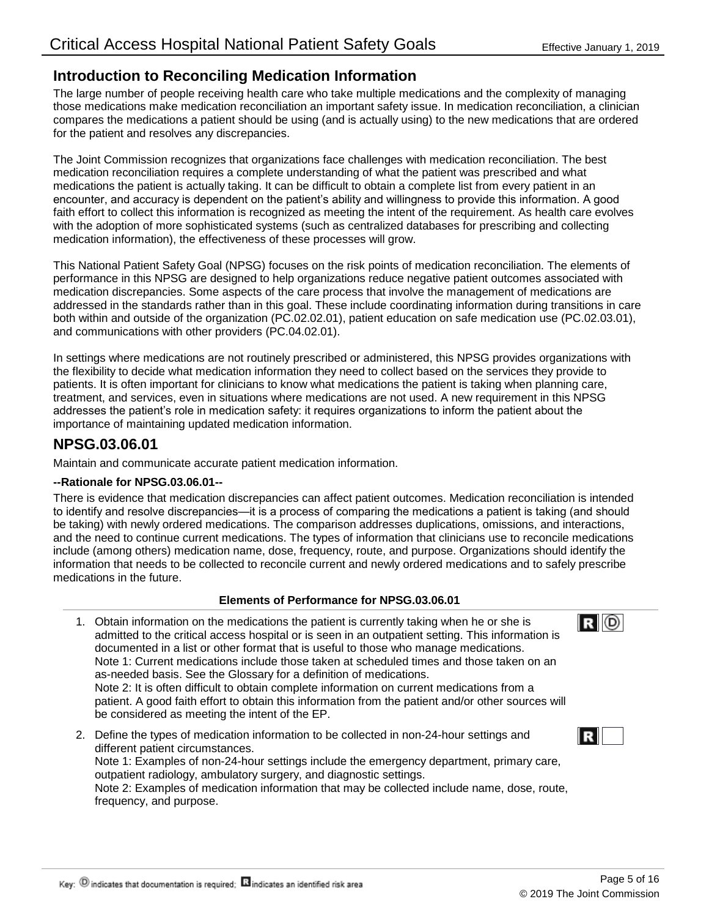## Introduction to Reconciling Medication Information

The large number of people receiving health care who take multiple medications and the complexity of managing those medications make medication reconciliation an important safety issue. In medication reconciliation, a clinician compares the medications a patient should be using (and is actually using) to the new medications that are ordered for the patient and resolves any discrepancies.

The Joint Commission recognizes that organizations face challenges with medication reconciliation. The best medication reconciliation requires a complete understanding of what the patient was prescribed and what medications the patient is actually taking. It can be difficult to obtain a complete list from every patient in an encounter, and accuracy is dependent on the patient's ability and willingness to provide this information. A good faith effort to collect this information is recognized as meeting the intent of the requirement. As health care evolves with the adoption of more sophisticated systems (such as centralized databases for prescribing and collecting medication information), the effectiveness of these processes will grow.

This National Patient Safety Goal (NPSG) focuses on the risk points of medication reconciliation. The elements of performance in this NPSG are designed to help organizations reduce negative patient outcomes associated with medication discrepancies. Some aspects of the care process that involve the management of medications are addressed in the standards rather than in this goal. These include coordinating information during transitions in care both within and outside of the organization (PC.02.02.01), patient education on safe medication use (PC.02.03.01), and communications with other providers (PC.04.02.01).

In settings where medications are not routinely prescribed or administered, this NPSG provides organizations with the flexibility to decide what medication information they need to collect based on the services they provide to patients. It is often important for clinicians to know what medications the patient is taking when planning care, treatment, and services, even in situations where medications are not used. A new requirement in this NPSG addresses the patient's role in medication safety: it requires organizations to inform the patient about the importance of maintaining updated medication information.

## NPSG.03.06.01

Maintain and communicate accurate patient medication information.

**--Rationale for NPSG.03.06.01--**

There is evidence that medication discrepancies can affect patient outcomes. Medication reconciliation is intended to identify and resolve discrepancies—it is a process of comparing the medications a patient is taking (and should be taking) with newly ordered medications. The comparison addresses duplications, omissions, and interactions, and the need to continue current medications. The types of information that clinicians use to reconcile medications include (among others) medication name, dose, frequency, route, and purpose. Organizations should identify the information that needs to be collected to reconcile current and newly ordered medications and to safely prescribe medications in the future.

**Elements of Performance for NPSG.03.06.01**

1. Obtain information on the medications the patient is currently taking when he or she is admitted to the critical access hospital or is seen in an outpatient setting. This information is documented in a list or other format that is useful to those who manage medications. **(R) (D)**
   Note 1: Current medications include those taken at scheduled times and those taken on an as-needed basis. See the Glossary for a definition of medications.
   Note 2: It is often difficult to obtain complete information on current medications from a patient. A good faith effort to obtain this information from the patient and/or other sources will be considered as meeting the intent of the EP.

2. Define the types of medication information to be collected in non-24-hour settings and different patient circumstances. **(R)**
   Note 1: Examples of non-24-hour settings include the emergency department, primary care, outpatient radiology, ambulatory surgery, and diagnostic settings.
   Note 2: Examples of medication information that may be collected include name, dose, route, frequency, and purpose.

Key: (D) indicates that documentation is required; (R) indicates an identified risk area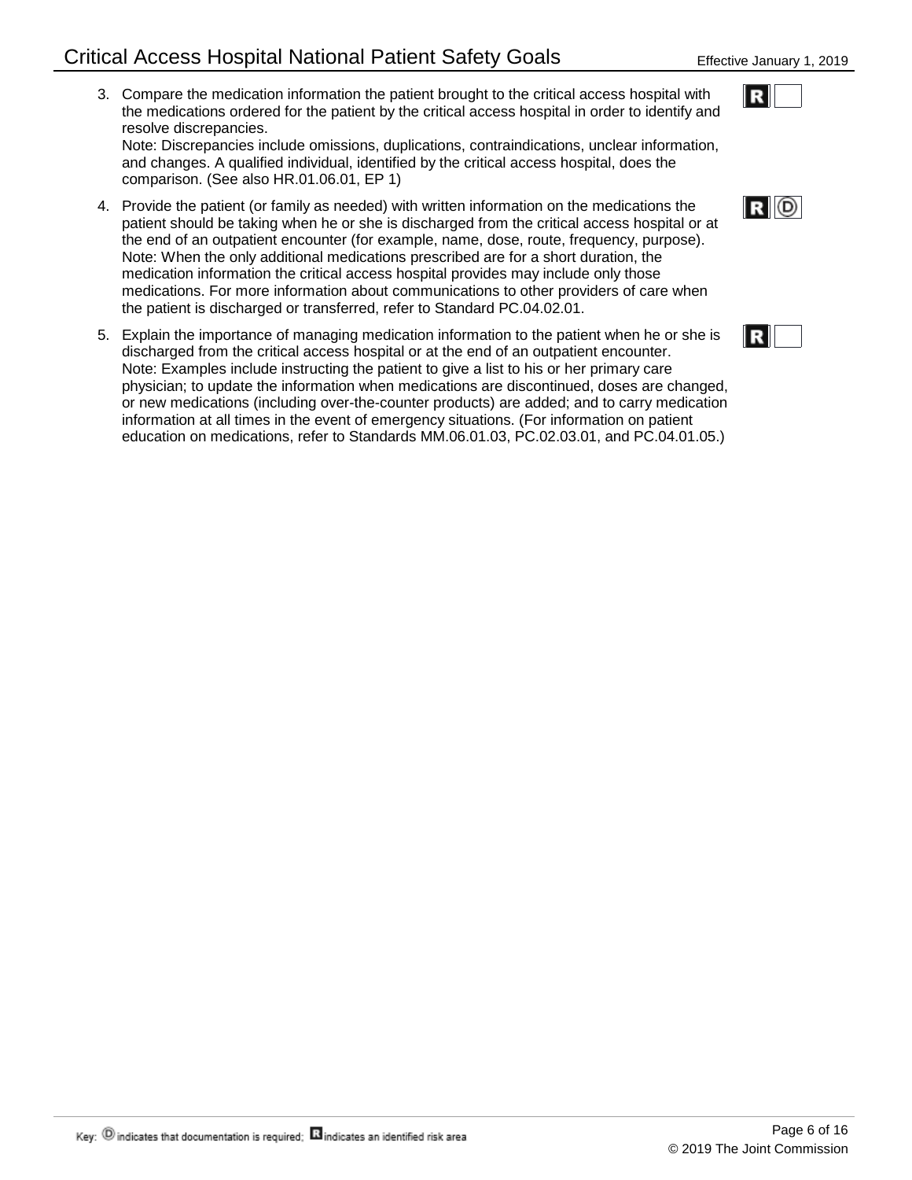3. Compare the medication information the patient brought to the critical access hospital with the medications ordered for the patient by the critical access hospital in order to identify and resolve discrepancies.
   Note: Discrepancies include omissions, duplications, contraindications, unclear information, and changes. A qualified individual, identified by the critical access hospital, does the comparison. (See also HR.01.06.01, EP 1)

   R

4. Provide the patient (or family as needed) with written information on the medications the patient should be taking when he or she is discharged from the critical access hospital or at the end of an outpatient encounter (for example, name, dose, route, frequency, purpose).
   Note: When the only additional medications prescribed are for a short duration, the medication information the critical access hospital provides may include only those medications. For more information about communications to other providers of care when the patient is discharged or transferred, refer to Standard PC.04.02.01.

   R D

5. Explain the importance of managing medication information to the patient when he or she is discharged from the critical access hospital or at the end of an outpatient encounter.
   Note: Examples include instructing the patient to give a list to his or her primary care physician; to update the information when medications are discontinued, doses are changed, or new medications (including over-the-counter products) are added; and to carry medication information at all times in the event of emergency situations. (For information on patient education on medications, refer to Standards MM.06.01.03, PC.02.03.01, and PC.04.01.05.)

   R

Key: D indicates that documentation is required; R indicates an identified risk area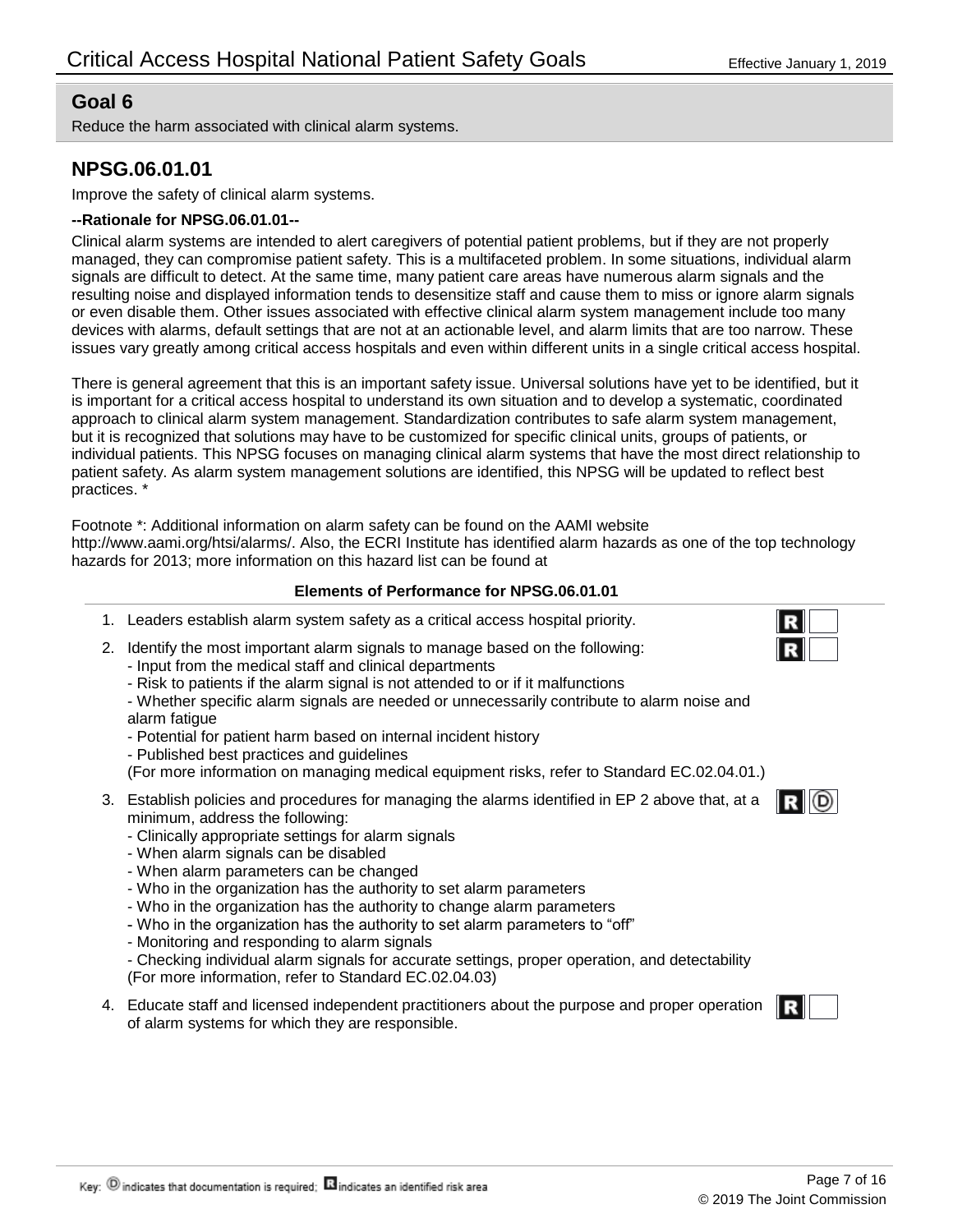## Goal 6

Reduce the harm associated with clinical alarm systems.

### NPSG.06.01.01

Improve the safety of clinical alarm systems.

**--Rationale for NPSG.06.01.01--**

Clinical alarm systems are intended to alert caregivers of potential patient problems, but if they are not properly managed, they can compromise patient safety. This is a multifaceted problem. In some situations, individual alarm signals are difficult to detect. At the same time, many patient care areas have numerous alarm signals and the resulting noise and displayed information tends to desensitize staff and cause them to miss or ignore alarm signals or even disable them. Other issues associated with effective clinical alarm system management include too many devices with alarms, default settings that are not at an actionable level, and alarm limits that are too narrow. These issues vary greatly among critical access hospitals and even within different units in a single critical access hospital.

There is general agreement that this is an important safety issue. Universal solutions have yet to be identified, but it is important for a critical access hospital to understand its own situation and to develop a systematic, coordinated approach to clinical alarm system management. Standardization contributes to safe alarm system management, but it is recognized that solutions may have to be customized for specific clinical units, groups of patients, or individual patients. This NPSG focuses on managing clinical alarm systems that have the most direct relationship to patient safety. As alarm system management solutions are identified, this NPSG will be updated to reflect best practices. *

Footnote *: Additional information on alarm safety can be found on the AAMI website http://www.aami.org/htsi/alarms/. Also, the ECRI Institute has identified alarm hazards as one of the top technology hazards for 2013; more information on this hazard list can be found at

**Elements of Performance for NPSG.06.01.01**

1. Leaders establish alarm system safety as a critical access hospital priority. **R**
2. Identify the most important alarm signals to manage based on the following: **R**
   - Input from the medical staff and clinical departments
   - Risk to patients if the alarm signal is not attended to or if it malfunctions
   - Whether specific alarm signals are needed or unnecessarily contribute to alarm noise and alarm fatigue
   - Potential for patient harm based on internal incident history
   - Published best practices and guidelines

   (For more information on managing medical equipment risks, refer to Standard EC.02.04.01.)
3. Establish policies and procedures for managing the alarms identified in EP 2 above that, at a minimum, address the following: **R** **D**
   - Clinically appropriate settings for alarm signals
   - When alarm signals can be disabled
   - When alarm parameters can be changed
   - Who in the organization has the authority to set alarm parameters
   - Who in the organization has the authority to change alarm parameters
   - Who in the organization has the authority to set alarm parameters to "off"
   - Monitoring and responding to alarm signals
   - Checking individual alarm signals for accurate settings, proper operation, and detectability

   (For more information, refer to Standard EC.02.04.03)
4. Educate staff and licensed independent practitioners about the purpose and proper operation of alarm systems for which they are responsible. **R**

Key: D indicates that documentation is required; R indicates an identified risk area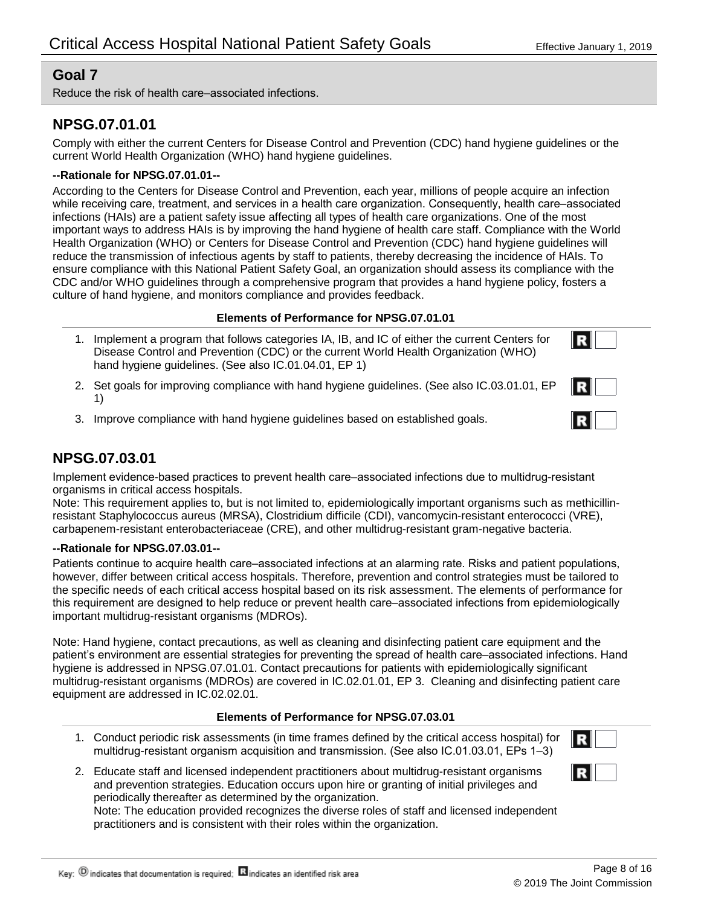## Goal 7

Reduce the risk of health care–associated infections.

## NPSG.07.01.01

Comply with either the current Centers for Disease Control and Prevention (CDC) hand hygiene guidelines or the current World Health Organization (WHO) hand hygiene guidelines.

**--Rationale for NPSG.07.01.01--**

According to the Centers for Disease Control and Prevention, each year, millions of people acquire an infection while receiving care, treatment, and services in a health care organization. Consequently, health care–associated infections (HAIs) are a patient safety issue affecting all types of health care organizations. One of the most important ways to address HAIs is by improving the hand hygiene of health care staff. Compliance with the World Health Organization (WHO) or Centers for Disease Control and Prevention (CDC) hand hygiene guidelines will reduce the transmission of infectious agents by staff to patients, thereby decreasing the incidence of HAIs. To ensure compliance with this National Patient Safety Goal, an organization should assess its compliance with the CDC and/or WHO guidelines through a comprehensive program that provides a hand hygiene policy, fosters a culture of hand hygiene, and monitors compliance and provides feedback.

**Elements of Performance for NPSG.07.01.01**

1. Implement a program that follows categories IA, IB, and IC of either the current Centers for Disease Control and Prevention (CDC) or the current World Health Organization (WHO) hand hygiene guidelines. (See also IC.01.04.01, EP 1) **R**
2. Set goals for improving compliance with hand hygiene guidelines. (See also IC.03.01.01, EP 1) **R**
3. Improve compliance with hand hygiene guidelines based on established goals. **R**

## NPSG.07.03.01

Implement evidence-based practices to prevent health care–associated infections due to multidrug-resistant organisms in critical access hospitals.
Note: This requirement applies to, but is not limited to, epidemiologically important organisms such as methicillin-resistant Staphylococcus aureus (MRSA), Clostridium difficile (CDI), vancomycin-resistant enterococci (VRE), carbapenem-resistant enterobacteriaceae (CRE), and other multidrug-resistant gram-negative bacteria.

**--Rationale for NPSG.07.03.01--**

Patients continue to acquire health care–associated infections at an alarming rate. Risks and patient populations, however, differ between critical access hospitals. Therefore, prevention and control strategies must be tailored to the specific needs of each critical access hospital based on its risk assessment. The elements of performance for this requirement are designed to help reduce or prevent health care–associated infections from epidemiologically important multidrug-resistant organisms (MDROs).

Note: Hand hygiene, contact precautions, as well as cleaning and disinfecting patient care equipment and the patient's environment are essential strategies for preventing the spread of health care–associated infections. Hand hygiene is addressed in NPSG.07.01.01. Contact precautions for patients with epidemiologically significant multidrug-resistant organisms (MDROs) are covered in IC.02.01.01, EP 3. Cleaning and disinfecting patient care equipment are addressed in IC.02.02.01.

**Elements of Performance for NPSG.07.03.01**

1. Conduct periodic risk assessments (in time frames defined by the critical access hospital) for multidrug-resistant organism acquisition and transmission. (See also IC.01.03.01, EPs 1–3) **R**
2. Educate staff and licensed independent practitioners about multidrug-resistant organisms and prevention strategies. Education occurs upon hire or granting of initial privileges and periodically thereafter as determined by the organization. **R**
   Note: The education provided recognizes the diverse roles of staff and licensed independent practitioners and is consistent with their roles within the organization.

Key: D indicates that documentation is required; R indicates an identified risk area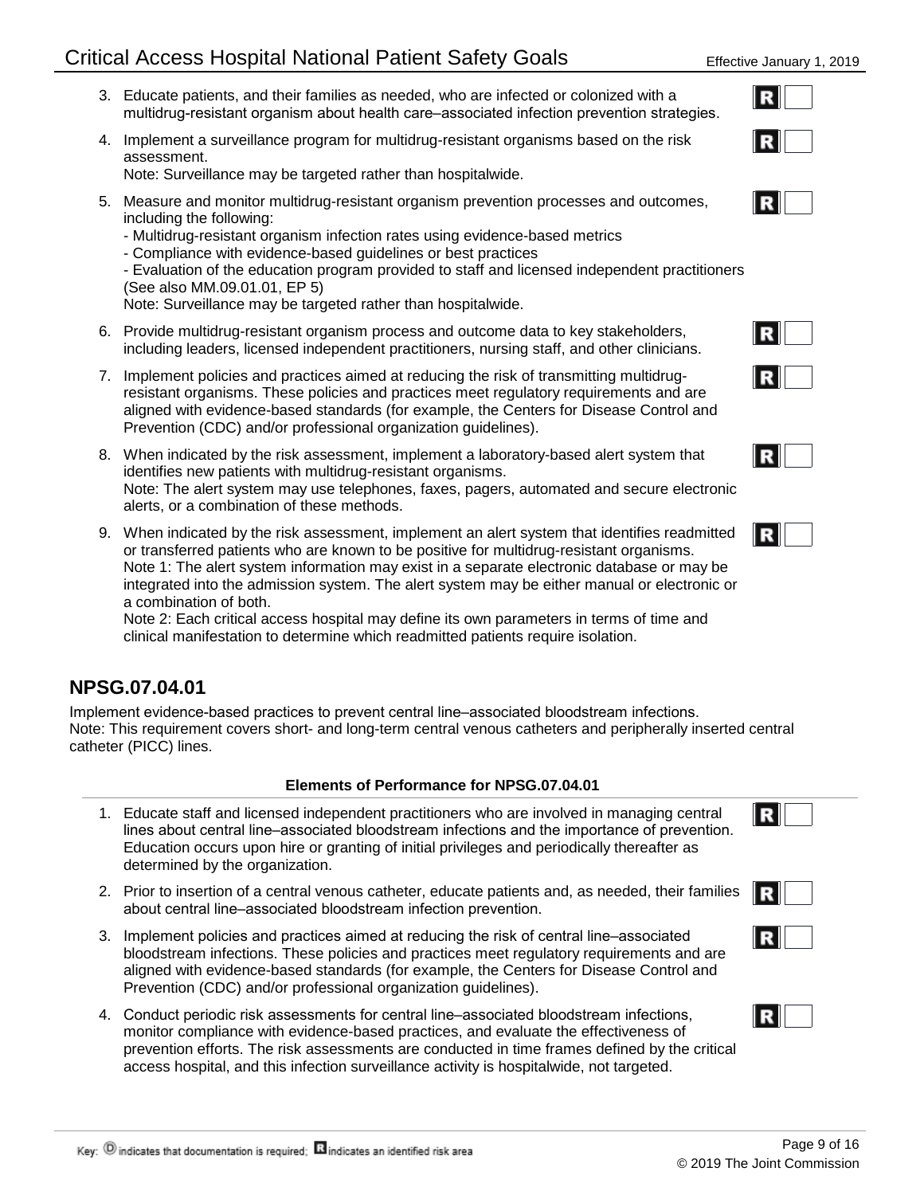3. Educate patients, and their families as needed, who are infected or colonized with a multidrug-resistant organism about health care–associated infection prevention strategies. **R**

4. Implement a surveillance program for multidrug-resistant organisms based on the risk assessment. **R**
   Note: Surveillance may be targeted rather than hospitalwide.

5. Measure and monitor multidrug-resistant organism prevention processes and outcomes, including the following: **R**
   - Multidrug-resistant organism infection rates using evidence-based metrics
   - Compliance with evidence-based guidelines or best practices
   - Evaluation of the education program provided to staff and licensed independent practitioners (See also MM.09.01.01, EP 5)
   
   Note: Surveillance may be targeted rather than hospitalwide.

6. Provide multidrug-resistant organism process and outcome data to key stakeholders, including leaders, licensed independent practitioners, nursing staff, and other clinicians. **R**

7. Implement policies and practices aimed at reducing the risk of transmitting multidrug-resistant organisms. These policies and practices meet regulatory requirements and are aligned with evidence-based standards (for example, the Centers for Disease Control and Prevention (CDC) and/or professional organization guidelines). **R**

8. When indicated by the risk assessment, implement a laboratory-based alert system that identifies new patients with multidrug-resistant organisms. **R**
   Note: The alert system may use telephones, faxes, pagers, automated and secure electronic alerts, or a combination of these methods.

9. When indicated by the risk assessment, implement an alert system that identifies readmitted or transferred patients who are known to be positive for multidrug-resistant organisms. **R**
   Note 1: The alert system information may exist in a separate electronic database or may be integrated into the admission system. The alert system may be either manual or electronic or a combination of both.
   Note 2: Each critical access hospital may define its own parameters in terms of time and clinical manifestation to determine which readmitted patients require isolation.

## NPSG.07.04.01

Implement evidence-based practices to prevent central line–associated bloodstream infections.
Note: This requirement covers short- and long-term central venous catheters and peripherally inserted central catheter (PICC) lines.

**Elements of Performance for NPSG.07.04.01**

1. Educate staff and licensed independent practitioners who are involved in managing central lines about central line–associated bloodstream infections and the importance of prevention. Education occurs upon hire or granting of initial privileges and periodically thereafter as determined by the organization. **R**

2. Prior to insertion of a central venous catheter, educate patients and, as needed, their families about central line–associated bloodstream infection prevention. **R**

3. Implement policies and practices aimed at reducing the risk of central line–associated bloodstream infections. These policies and practices meet regulatory requirements and are aligned with evidence-based standards (for example, the Centers for Disease Control and Prevention (CDC) and/or professional organization guidelines). **R**

4. Conduct periodic risk assessments for central line–associated bloodstream infections, monitor compliance with evidence-based practices, and evaluate the effectiveness of prevention efforts. The risk assessments are conducted in time frames defined by the critical access hospital, and this infection surveillance activity is hospitalwide, not targeted. **R**

Key: (D) indicates that documentation is required; **R** indicates an identified risk area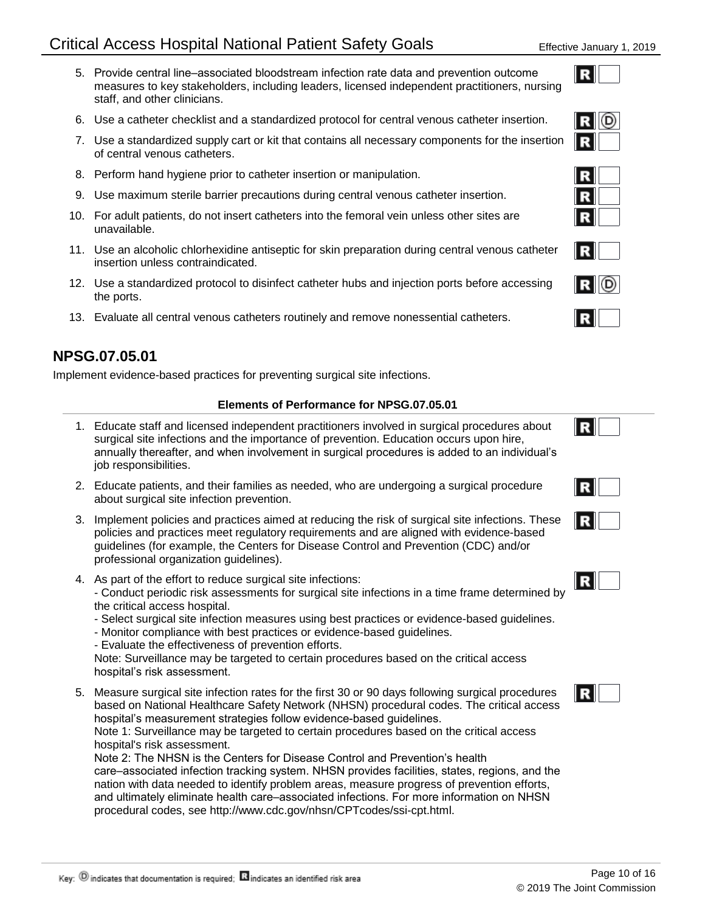5. Provide central line–associated bloodstream infection rate data and prevention outcome measures to key stakeholders, including leaders, licensed independent practitioners, nursing staff, and other clinicians. **R**
6. Use a catheter checklist and a standardized protocol for central venous catheter insertion. **R** **D**
7. Use a standardized supply cart or kit that contains all necessary components for the insertion of central venous catheters. **R**
8. Perform hand hygiene prior to catheter insertion or manipulation. **R**
9. Use maximum sterile barrier precautions during central venous catheter insertion. **R**
10. For adult patients, do not insert catheters into the femoral vein unless other sites are unavailable. **R**
11. Use an alcoholic chlorhexidine antiseptic for skin preparation during central venous catheter insertion unless contraindicated. **R**
12. Use a standardized protocol to disinfect catheter hubs and injection ports before accessing the ports. **R** **D**
13. Evaluate all central venous catheters routinely and remove nonessential catheters. **R**

## NPSG.07.05.01

Implement evidence-based practices for preventing surgical site infections.

### Elements of Performance for NPSG.07.05.01

1. Educate staff and licensed independent practitioners involved in surgical procedures about surgical site infections and the importance of prevention. Education occurs upon hire, annually thereafter, and when involvement in surgical procedures is added to an individual's job responsibilities. **R**
2. Educate patients, and their families as needed, who are undergoing a surgical procedure about surgical site infection prevention. **R**
3. Implement policies and practices aimed at reducing the risk of surgical site infections. These policies and practices meet regulatory requirements and are aligned with evidence-based guidelines (for example, the Centers for Disease Control and Prevention (CDC) and/or professional organization guidelines). **R**
4. As part of the effort to reduce surgical site infections: **R**
   - Conduct periodic risk assessments for surgical site infections in a time frame determined by the critical access hospital.
   - Select surgical site infection measures using best practices or evidence-based guidelines.
   - Monitor compliance with best practices or evidence-based guidelines.
   - Evaluate the effectiveness of prevention efforts.

   Note: Surveillance may be targeted to certain procedures based on the critical access hospital's risk assessment.
5. Measure surgical site infection rates for the first 30 or 90 days following surgical procedures based on National Healthcare Safety Network (NHSN) procedural codes. The critical access hospital's measurement strategies follow evidence-based guidelines. **R**

   Note 1: Surveillance may be targeted to certain procedures based on the critical access hospital's risk assessment.

   Note 2: The NHSN is the Centers for Disease Control and Prevention's health care–associated infection tracking system. NHSN provides facilities, states, regions, and the nation with data needed to identify problem areas, measure progress of prevention efforts, and ultimately eliminate health care–associated infections. For more information on NHSN procedural codes, see http://www.cdc.gov/nhsn/CPTcodes/ssi-cpt.html.

Key: D indicates that documentation is required; R indicates an identified risk area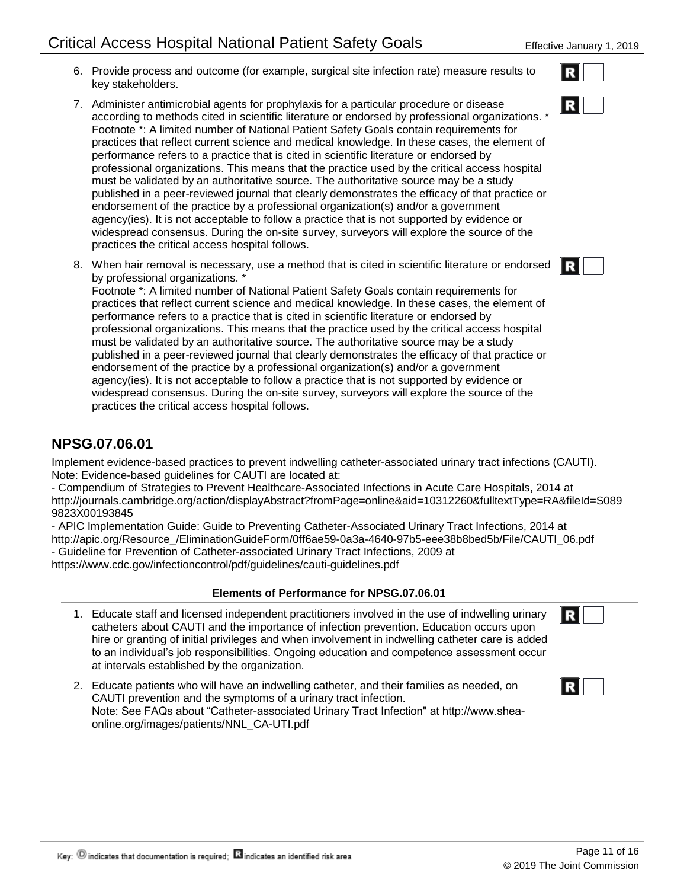6. Provide process and outcome (for example, surgical site infection rate) measure results to key stakeholders.

7. Administer antimicrobial agents for prophylaxis for a particular procedure or disease according to methods cited in scientific literature or endorsed by professional organizations. *
Footnote *: A limited number of National Patient Safety Goals contain requirements for practices that reflect current science and medical knowledge. In these cases, the element of performance refers to a practice that is cited in scientific literature or endorsed by professional organizations. This means that the practice used by the critical access hospital must be validated by an authoritative source. The authoritative source may be a study published in a peer-reviewed journal that clearly demonstrates the efficacy of that practice or endorsement of the practice by a professional organization(s) and/or a government agency(ies). It is not acceptable to follow a practice that is not supported by evidence or widespread consensus. During the on-site survey, surveyors will explore the source of the practices the critical access hospital follows.

8. When hair removal is necessary, use a method that is cited in scientific literature or endorsed by professional organizations. *
Footnote *: A limited number of National Patient Safety Goals contain requirements for practices that reflect current science and medical knowledge. In these cases, the element of performance refers to a practice that is cited in scientific literature or endorsed by professional organizations. This means that the practice used by the critical access hospital must be validated by an authoritative source. The authoritative source may be a study published in a peer-reviewed journal that clearly demonstrates the efficacy of that practice or endorsement of the practice by a professional organization(s) and/or a government agency(ies). It is not acceptable to follow a practice that is not supported by evidence or widespread consensus. During the on-site survey, surveyors will explore the source of the practices the critical access hospital follows.

## NPSG.07.06.01

Implement evidence-based practices to prevent indwelling catheter-associated urinary tract infections (CAUTI).
Note: Evidence-based guidelines for CAUTI are located at:
- Compendium of Strategies to Prevent Healthcare-Associated Infections in Acute Care Hospitals, 2014 at http://journals.cambridge.org/action/displayAbstract?fromPage=online&aid=10312260&fulltextType=RA&fileId=S0899823X00193845
- APIC Implementation Guide: Guide to Preventing Catheter-Associated Urinary Tract Infections, 2014 at http://apic.org/Resource_/EliminationGuideForm/0ff6ae59-0a3a-4640-97b5-eee38b8bed5b/File/CAUTI_06.pdf
- Guideline for Prevention of Catheter-associated Urinary Tract Infections, 2009 at https://www.cdc.gov/infectioncontrol/pdf/guidelines/cauti-guidelines.pdf

**Elements of Performance for NPSG.07.06.01**

1. Educate staff and licensed independent practitioners involved in the use of indwelling urinary catheters about CAUTI and the importance of infection prevention. Education occurs upon hire or granting of initial privileges and when involvement in indwelling catheter care is added to an individual's job responsibilities. Ongoing education and competence assessment occur at intervals established by the organization.

2. Educate patients who will have an indwelling catheter, and their families as needed, on CAUTI prevention and the symptoms of a urinary tract infection.
Note: See FAQs about "Catheter-associated Urinary Tract Infection" at http://www.shea-online.org/images/patients/NNL_CA-UTI.pdf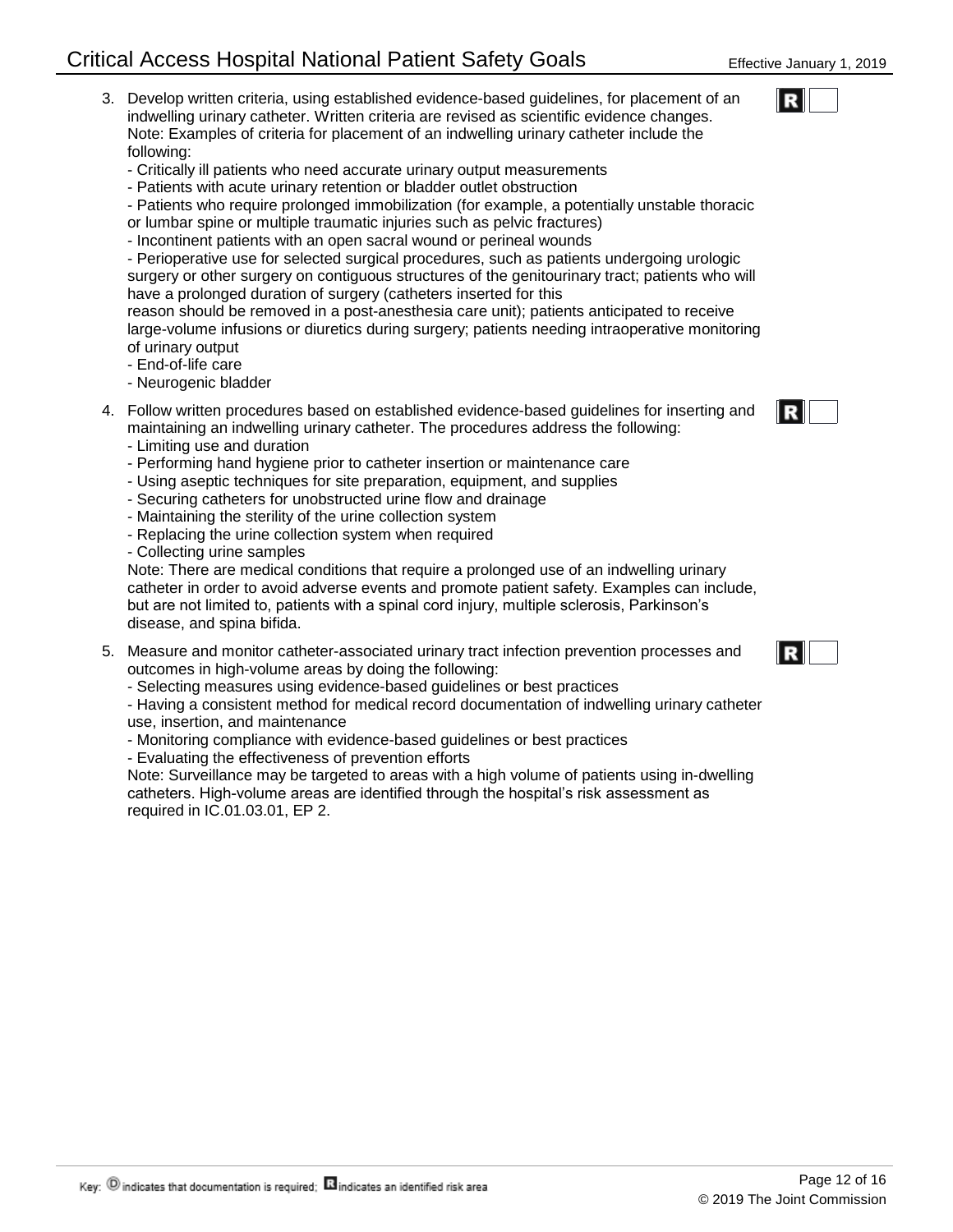3. Develop written criteria, using established evidence-based guidelines, for placement of an indwelling urinary catheter. Written criteria are revised as scientific evidence changes. Note: Examples of criteria for placement of an indwelling urinary catheter include the following:
   - Critically ill patients who need accurate urinary output measurements
   - Patients with acute urinary retention or bladder outlet obstruction
   - Patients who require prolonged immobilization (for example, a potentially unstable thoracic or lumbar spine or multiple traumatic injuries such as pelvic fractures)
   - Incontinent patients with an open sacral wound or perineal wounds
   - Perioperative use for selected surgical procedures, such as patients undergoing urologic surgery or other surgery on contiguous structures of the genitourinary tract; patients who will have a prolonged duration of surgery (catheters inserted for this reason should be removed in a post-anesthesia care unit); patients anticipated to receive large-volume infusions or diuretics during surgery; patients needing intraoperative monitoring of urinary output
   - End-of-life care
   - Neurogenic bladder

   **R**

4. Follow written procedures based on established evidence-based guidelines for inserting and maintaining an indwelling urinary catheter. The procedures address the following:
   - Limiting use and duration
   - Performing hand hygiene prior to catheter insertion or maintenance care
   - Using aseptic techniques for site preparation, equipment, and supplies
   - Securing catheters for unobstructed urine flow and drainage
   - Maintaining the sterility of the urine collection system
   - Replacing the urine collection system when required
   - Collecting urine samples

   Note: There are medical conditions that require a prolonged use of an indwelling urinary catheter in order to avoid adverse events and promote patient safety. Examples can include, but are not limited to, patients with a spinal cord injury, multiple sclerosis, Parkinson's disease, and spina bifida.

   **R**

5. Measure and monitor catheter-associated urinary tract infection prevention processes and outcomes in high-volume areas by doing the following:
   - Selecting measures using evidence-based guidelines or best practices
   - Having a consistent method for medical record documentation of indwelling urinary catheter use, insertion, and maintenance
   - Monitoring compliance with evidence-based guidelines or best practices
   - Evaluating the effectiveness of prevention efforts

   Note: Surveillance may be targeted to areas with a high volume of patients using in-dwelling catheters. High-volume areas are identified through the hospital's risk assessment as required in IC.01.03.01, EP 2.

   **R**

Key: (D) indicates that documentation is required; **R** indicates an identified risk area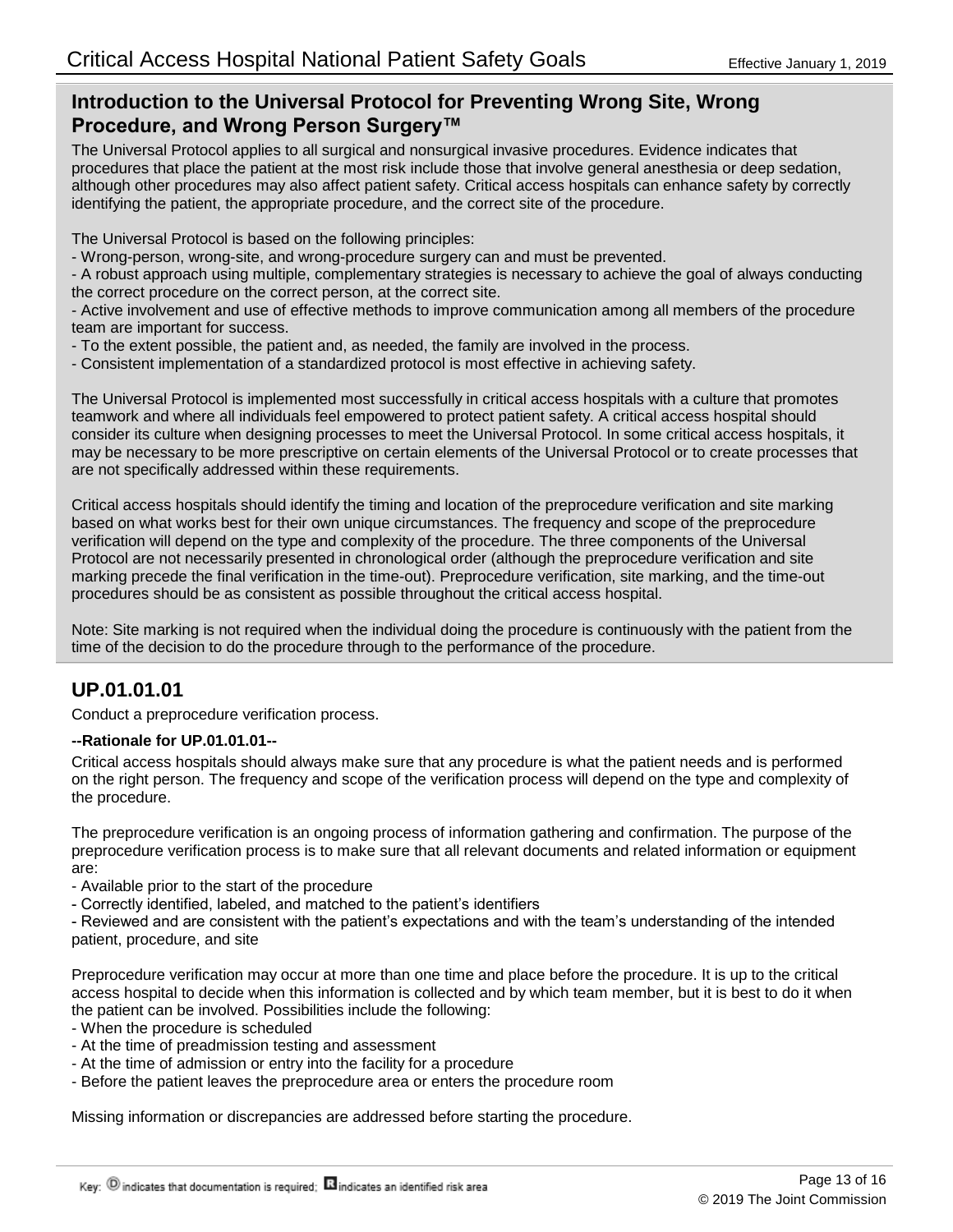## Introduction to the Universal Protocol for Preventing Wrong Site, Wrong Procedure, and Wrong Person Surgery™

The Universal Protocol applies to all surgical and nonsurgical invasive procedures. Evidence indicates that procedures that place the patient at the most risk include those that involve general anesthesia or deep sedation, although other procedures may also affect patient safety. Critical access hospitals can enhance safety by correctly identifying the patient, the appropriate procedure, and the correct site of the procedure.

The Universal Protocol is based on the following principles:
- Wrong-person, wrong-site, and wrong-procedure surgery can and must be prevented.
- A robust approach using multiple, complementary strategies is necessary to achieve the goal of always conducting the correct procedure on the correct person, at the correct site.
- Active involvement and use of effective methods to improve communication among all members of the procedure team are important for success.
- To the extent possible, the patient and, as needed, the family are involved in the process.
- Consistent implementation of a standardized protocol is most effective in achieving safety.

The Universal Protocol is implemented most successfully in critical access hospitals with a culture that promotes teamwork and where all individuals feel empowered to protect patient safety. A critical access hospital should consider its culture when designing processes to meet the Universal Protocol. In some critical access hospitals, it may be necessary to be more prescriptive on certain elements of the Universal Protocol or to create processes that are not specifically addressed within these requirements.

Critical access hospitals should identify the timing and location of the preprocedure verification and site marking based on what works best for their own unique circumstances. The frequency and scope of the preprocedure verification will depend on the type and complexity of the procedure. The three components of the Universal Protocol are not necessarily presented in chronological order (although the preprocedure verification and site marking precede the final verification in the time-out). Preprocedure verification, site marking, and the time-out procedures should be as consistent as possible throughout the critical access hospital.

Note: Site marking is not required when the individual doing the procedure is continuously with the patient from the time of the decision to do the procedure through to the performance of the procedure.

## UP.01.01.01

Conduct a preprocedure verification process.

**--Rationale for UP.01.01.01--**

Critical access hospitals should always make sure that any procedure is what the patient needs and is performed on the right person. The frequency and scope of the verification process will depend on the type and complexity of the procedure.

The preprocedure verification is an ongoing process of information gathering and confirmation. The purpose of the preprocedure verification process is to make sure that all relevant documents and related information or equipment are:
- Available prior to the start of the procedure
- Correctly identified, labeled, and matched to the patient's identifiers
- Reviewed and are consistent with the patient's expectations and with the team's understanding of the intended patient, procedure, and site

Preprocedure verification may occur at more than one time and place before the procedure. It is up to the critical access hospital to decide when this information is collected and by which team member, but it is best to do it when the patient can be involved. Possibilities include the following:
- When the procedure is scheduled
- At the time of preadmission testing and assessment
- At the time of admission or entry into the facility for a procedure
- Before the patient leaves the preprocedure area or enters the procedure room

Missing information or discrepancies are addressed before starting the procedure.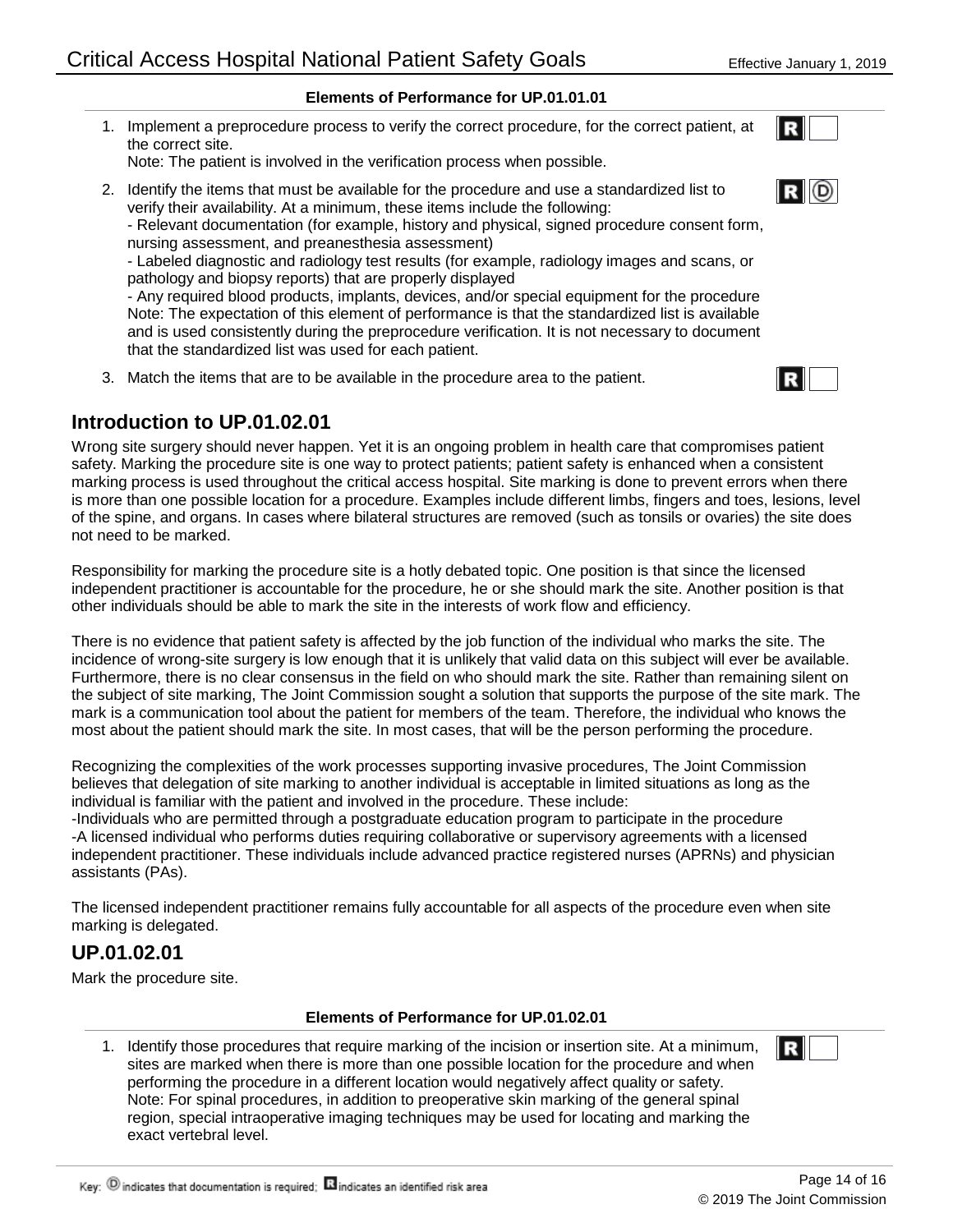#### Elements of Performance for UP.01.01.01

1. Implement a preprocedure process to verify the correct procedure, for the correct patient, at the correct site.
   Note: The patient is involved in the verification process when possible. **R**

2. Identify the items that must be available for the procedure and use a standardized list to verify their availability. At a minimum, these items include the following:
   - Relevant documentation (for example, history and physical, signed procedure consent form, nursing assessment, and preanesthesia assessment)
   - Labeled diagnostic and radiology test results (for example, radiology images and scans, or pathology and biopsy reports) that are properly displayed
   - Any required blood products, implants, devices, and/or special equipment for the procedure

   Note: The expectation of this element of performance is that the standardized list is available and is used consistently during the preprocedure verification. It is not necessary to document that the standardized list was used for each patient. **R** **D**

3. Match the items that are to be available in the procedure area to the patient. **R**

## Introduction to UP.01.02.01

Wrong site surgery should never happen. Yet it is an ongoing problem in health care that compromises patient safety. Marking the procedure site is one way to protect patients; patient safety is enhanced when a consistent marking process is used throughout the critical access hospital. Site marking is done to prevent errors when there is more than one possible location for a procedure. Examples include different limbs, fingers and toes, lesions, level of the spine, and organs. In cases where bilateral structures are removed (such as tonsils or ovaries) the site does not need to be marked.

Responsibility for marking the procedure site is a hotly debated topic. One position is that since the licensed independent practitioner is accountable for the procedure, he or she should mark the site. Another position is that other individuals should be able to mark the site in the interests of work flow and efficiency.

There is no evidence that patient safety is affected by the job function of the individual who marks the site. The incidence of wrong-site surgery is low enough that it is unlikely that valid data on this subject will ever be available. Furthermore, there is no clear consensus in the field on who should mark the site. Rather than remaining silent on the subject of site marking, The Joint Commission sought a solution that supports the purpose of the site mark. The mark is a communication tool about the patient for members of the team. Therefore, the individual who knows the most about the patient should mark the site. In most cases, that will be the person performing the procedure.

Recognizing the complexities of the work processes supporting invasive procedures, The Joint Commission believes that delegation of site marking to another individual is acceptable in limited situations as long as the individual is familiar with the patient and involved in the procedure. These include:

-Individuals who are permitted through a postgraduate education program to participate in the procedure

-A licensed individual who performs duties requiring collaborative or supervisory agreements with a licensed independent practitioner. These individuals include advanced practice registered nurses (APRNs) and physician assistants (PAs).

The licensed independent practitioner remains fully accountable for all aspects of the procedure even when site marking is delegated.

## UP.01.02.01

Mark the procedure site.

#### Elements of Performance for UP.01.02.01

1. Identify those procedures that require marking of the incision or insertion site. At a minimum, sites are marked when there is more than one possible location for the procedure and when performing the procedure in a different location would negatively affect quality or safety.
   Note: For spinal procedures, in addition to preoperative skin marking of the general spinal region, special intraoperative imaging techniques may be used for locating and marking the exact vertebral level. **R**

Key: D indicates that documentation is required; R indicates an identified risk area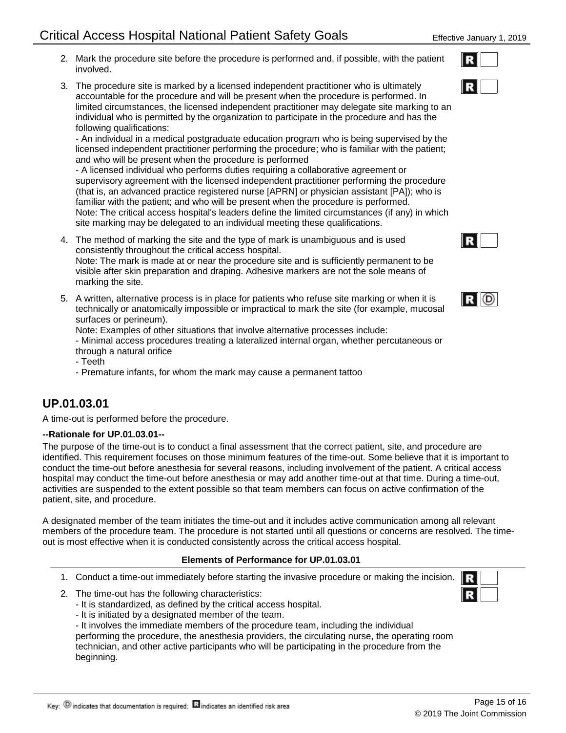2. Mark the procedure site before the procedure is performed and, if possible, with the patient involved. **R**

3. The procedure site is marked by a licensed independent practitioner who is ultimately accountable for the procedure and will be present when the procedure is performed. In limited circumstances, the licensed independent practitioner may delegate site marking to an individual who is permitted by the organization to participate in the procedure and has the following qualifications: **R**
   - An individual in a medical postgraduate education program who is being supervised by the licensed independent practitioner performing the procedure; who is familiar with the patient; and who will be present when the procedure is performed
   - A licensed individual who performs duties requiring a collaborative agreement or supervisory agreement with the licensed independent practitioner performing the procedure (that is, an advanced practice registered nurse [APRN] or physician assistant [PA]); who is familiar with the patient; and who will be present when the procedure is performed.

   Note: The critical access hospital's leaders define the limited circumstances (if any) in which site marking may be delegated to an individual meeting these qualifications.

4. The method of marking the site and the type of mark is unambiguous and is used consistently throughout the critical access hospital. **R**
   Note: The mark is made at or near the procedure site and is sufficiently permanent to be visible after skin preparation and draping. Adhesive markers are not the sole means of marking the site.

5. A written, alternative process is in place for patients who refuse site marking or when it is technically or anatomically impossible or impractical to mark the site (for example, mucosal surfaces or perineum). **R** **D**
   Note: Examples of other situations that involve alternative processes include:
   - Minimal access procedures treating a lateralized internal organ, whether percutaneous or through a natural orifice
   - Teeth
   - Premature infants, for whom the mark may cause a permanent tattoo

## UP.01.03.01

A time-out is performed before the procedure.

**--Rationale for UP.01.03.01--**

The purpose of the time-out is to conduct a final assessment that the correct patient, site, and procedure are identified. This requirement focuses on those minimum features of the time-out. Some believe that it is important to conduct the time-out before anesthesia for several reasons, including involvement of the patient. A critical access hospital may conduct the time-out before anesthesia or may add another time-out at that time. During a time-out, activities are suspended to the extent possible so that team members can focus on active confirmation of the patient, site, and procedure.

A designated member of the team initiates the time-out and it includes active communication among all relevant members of the procedure team. The procedure is not started until all questions or concerns are resolved. The time-out is most effective when it is conducted consistently across the critical access hospital.

**Elements of Performance for UP.01.03.01**

1. Conduct a time-out immediately before starting the invasive procedure or making the incision. **R**

2. The time-out has the following characteristics: **R**
   - It is standardized, as defined by the critical access hospital.
   - It is initiated by a designated member of the team.
   - It involves the immediate members of the procedure team, including the individual performing the procedure, the anesthesia providers, the circulating nurse, the operating room technician, and other active participants who will be participating in the procedure from the beginning.

Key: D indicates that documentation is required; R indicates an identified risk area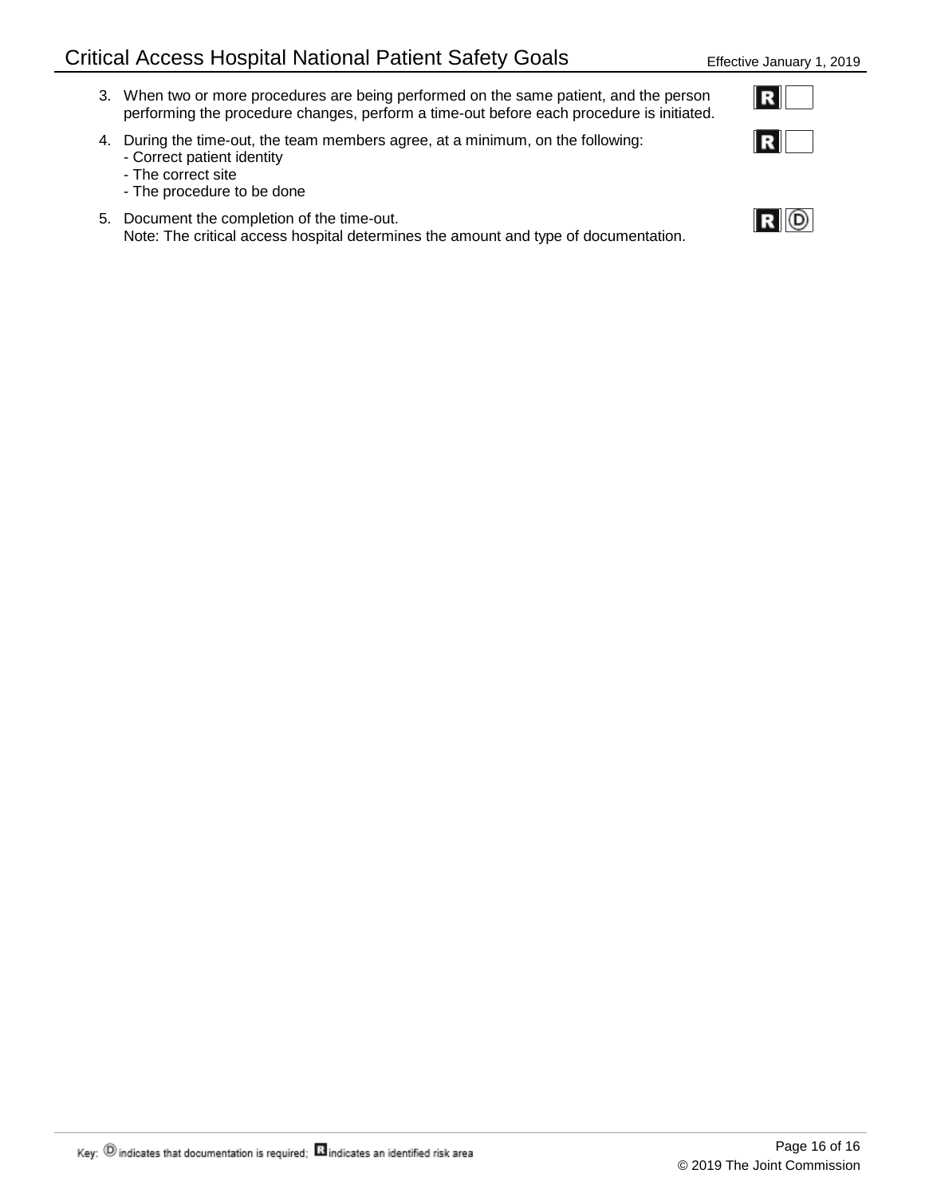3. When two or more procedures are being performed on the same patient, and the person performing the procedure changes, perform a time-out before each procedure is initiated. R

4. During the time-out, the team members agree, at a minimum, on the following:
   - Correct patient identity
   - The correct site
   - The procedure to be done
   
   R

5. Document the completion of the time-out.
   Note: The critical access hospital determines the amount and type of documentation. R D

Key: D indicates that documentation is required; R indicates an identified risk area